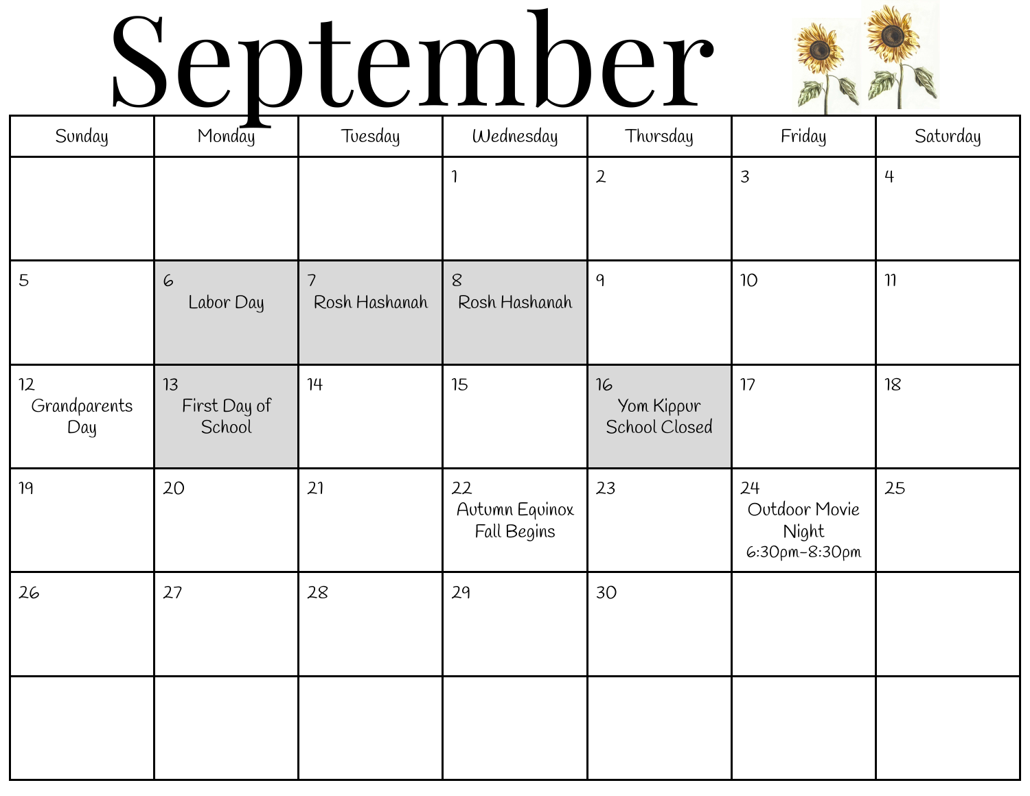# September

| Sunday | Monday | Tuesday | Wednesday | Thursday | Friday | Saturday |
| --- | --- | --- | --- | --- | --- | --- |
| | | | 1 | 2 | 3 | 4 |
| 5 | 6 Labor Day | 7 Rosh Hashanah | 8 Rosh Hashanah | 9 | 10 | 11 |
| 12 Grandparents Day | 13 First Day of School | 14 | 15 | 16 Yom Kippur School Closed | 17 | 18 |
| 19 | 20 | 21 | 22 Autumn Equinox Fall Begins | 23 | 24 Outdoor Movie Night 6:30pm-8:30pm | 25 |
| 26 | 27 | 28 | 29 | 30 | | |
| | | | | | | |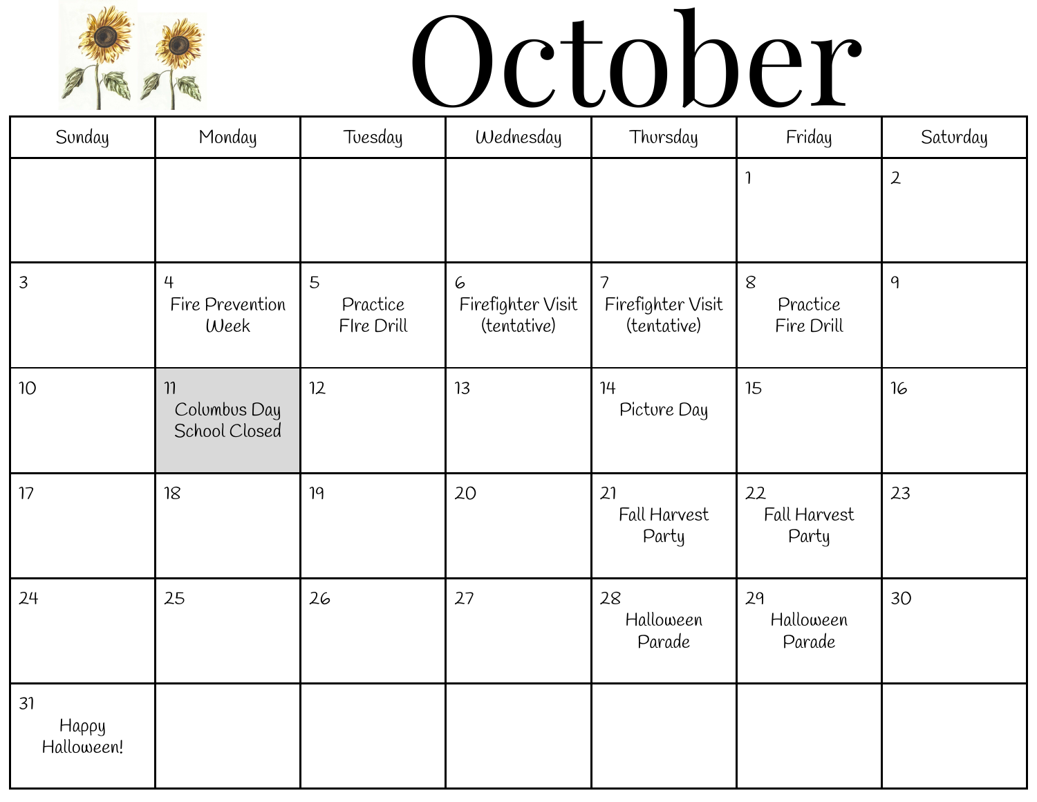# October

| Sunday | Monday | Tuesday | Wednesday | Thursday | Friday | Saturday |
|---|---|---|---|---|---|---|
| | | | | | 1 | 2 |
| 3 | 4 Fire Prevention Week | 5 Practice FIre Drill | 6 Firefighter Visit (tentative) | 7 Firefighter Visit (tentative) | 8 Practice Fire Drill | 9 |
| 10 | 11 Columbus Day School Closed | 12 | 13 | 14 Picture Day | 15 | 16 |
| 17 | 18 | 19 | 20 | 21 Fall Harvest Party | 22 Fall Harvest Party | 23 |
| 24 | 25 | 26 | 27 | 28 Halloween Parade | 29 Halloween Parade | 30 |
| 31 Happy Halloween! | | | | | | |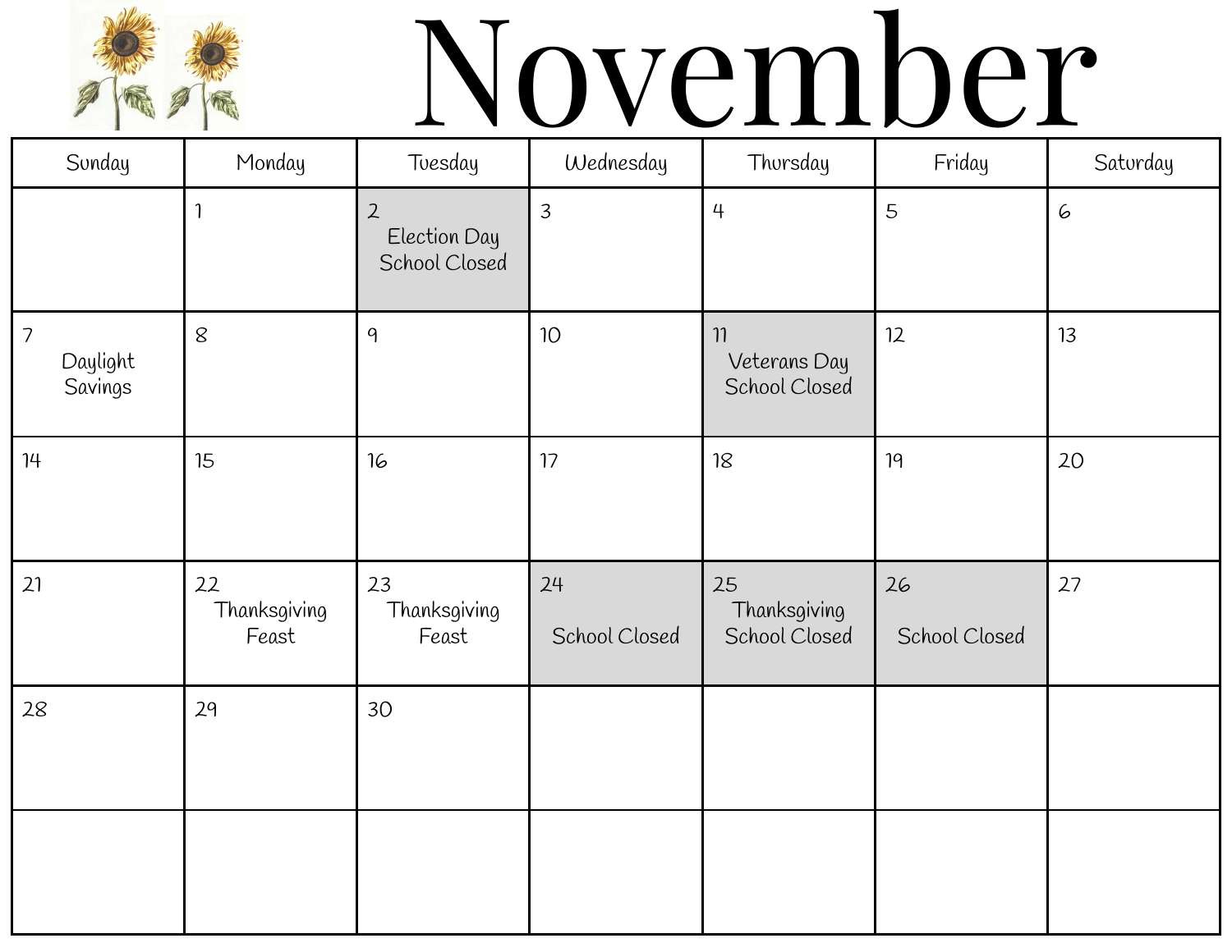# November

| Sunday | Monday | Tuesday | Wednesday | Thursday | Friday | Saturday |
| --- | --- | --- | --- | --- | --- | --- |
| | 1 | 2 Election Day School Closed | 3 | 4 | 5 | 6 |
| 7 Daylight Savings | 8 | 9 | 10 | 11 Veterans Day School Closed | 12 | 13 |
| 14 | 15 | 16 | 17 | 18 | 19 | 20 |
| 21 | 22 Thanksgiving Feast | 23 Thanksgiving Feast | 24 School Closed | 25 Thanksgiving School Closed | 26 School Closed | 27 |
| 28 | 29 | 30 | | | | |
| | | | | | | |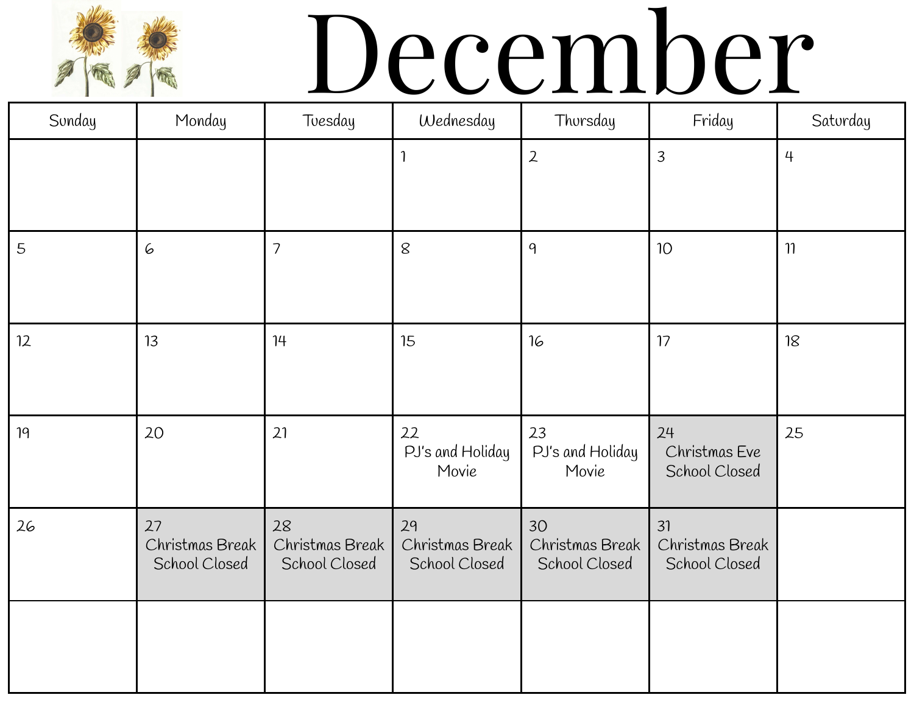# December

| Sunday | Monday | Tuesday | Wednesday | Thursday | Friday | Saturday |
|---|---|---|---|---|---|---|
| | | | 1 | 2 | 3 | 4 |
| 5 | 6 | 7 | 8 | 9 | 10 | 11 |
| 12 | 13 | 14 | 15 | 16 | 17 | 18 |
| 19 | 20 | 21 | 22 PJ's and Holiday Movie | 23 PJ's and Holiday Movie | 24 Christmas Eve School Closed | 25 |
| 26 | 27 Christmas Break School Closed | 28 Christmas Break School Closed | 29 Christmas Break School Closed | 30 Christmas Break School Closed | 31 Christmas Break School Closed | |
| | | | | | | |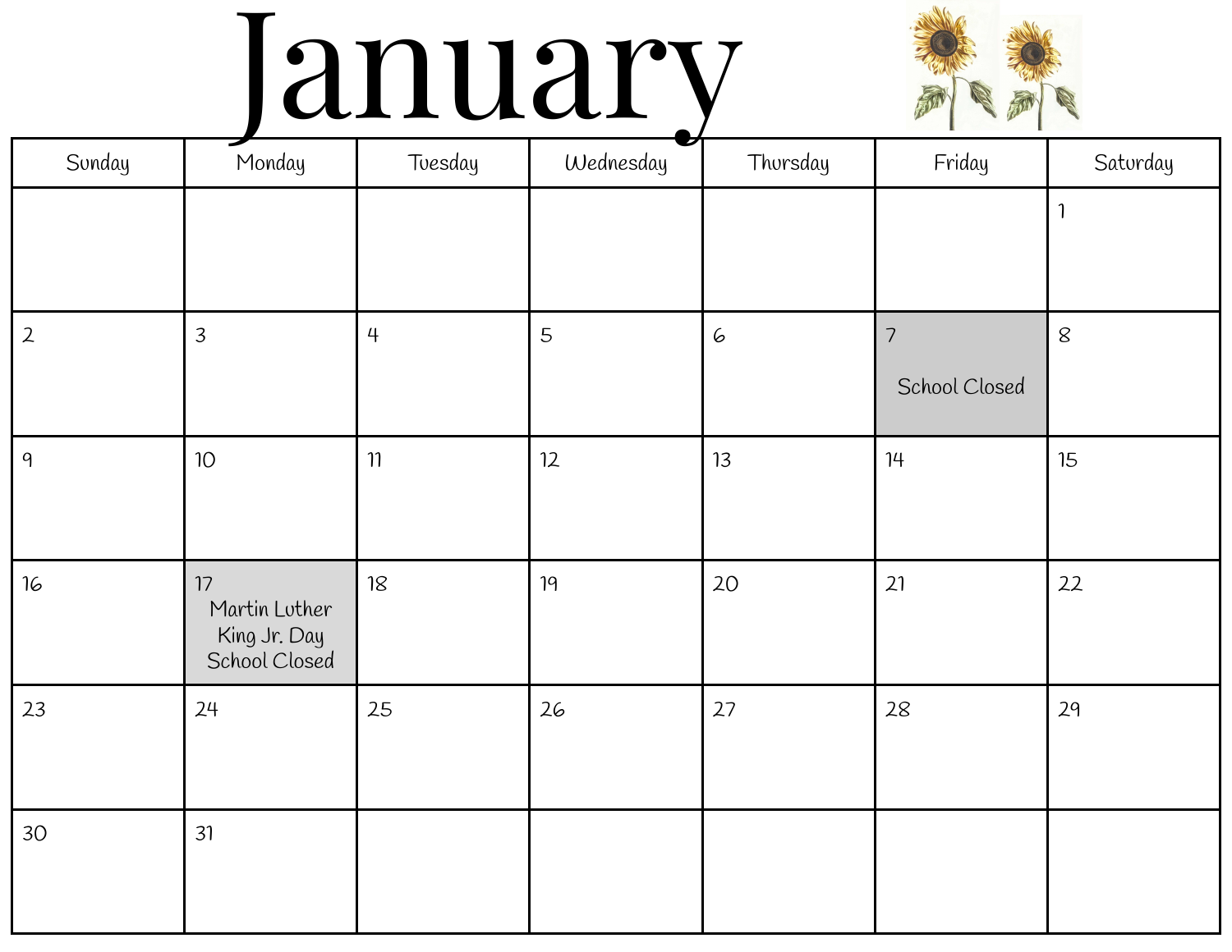# January

| Sunday | Monday | Tuesday | Wednesday | Thursday | Friday | Saturday |
| --- | --- | --- | --- | --- | --- | --- |
| | | | | | | 1 |
| 2 | 3 | 4 | 5 | 6 | 7 School Closed | 8 |
| 9 | 10 | 11 | 12 | 13 | 14 | 15 |
| 16 | 17 Martin Luther King Jr. Day School Closed | 18 | 19 | 20 | 21 | 22 |
| 23 | 24 | 25 | 26 | 27 | 28 | 29 |
| 30 | 31 | | | | | |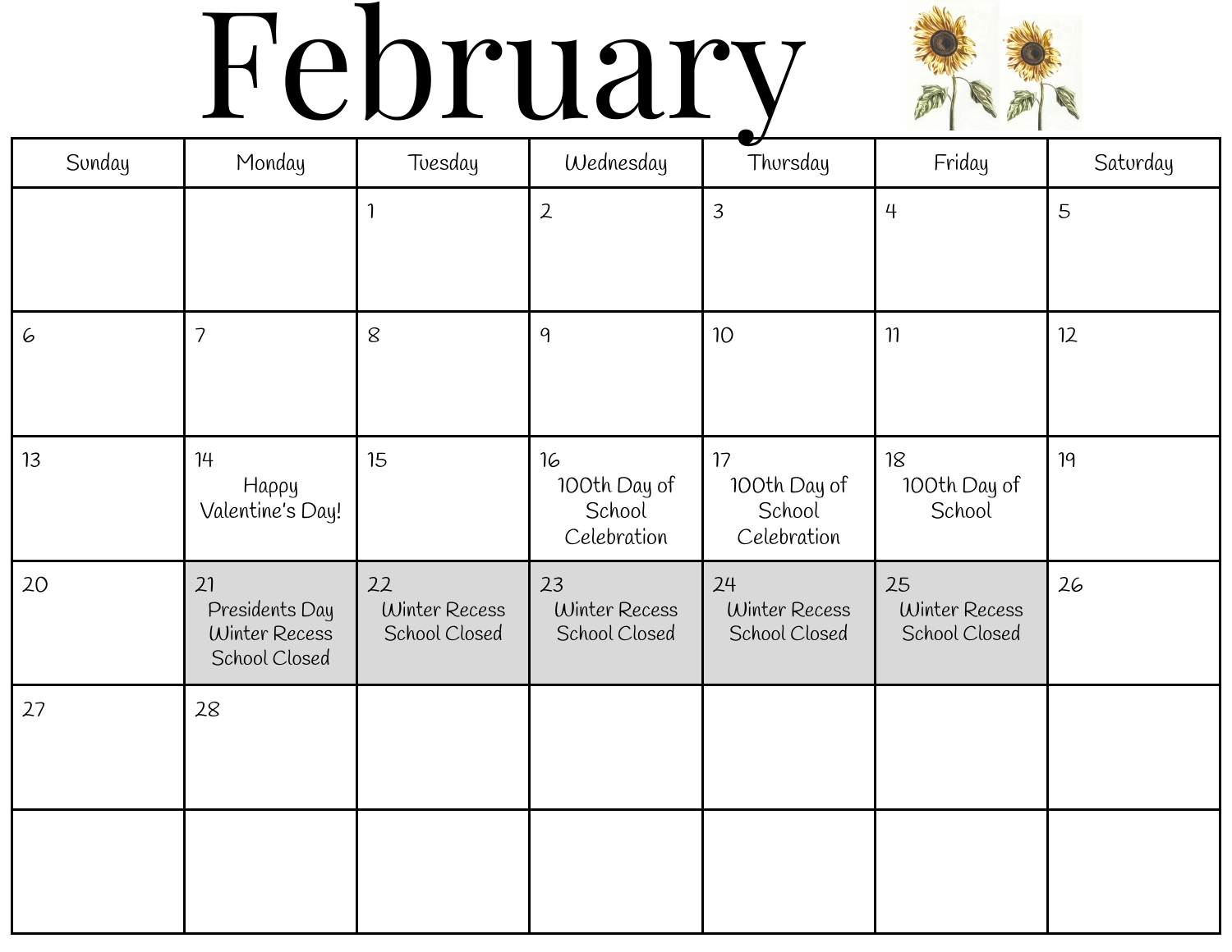# February

| Sunday | Monday | Tuesday | Wednesday | Thursday | Friday | Saturday |
|---|---|---|---|---|---|---|
| | | 1 | 2 | 3 | 4 | 5 |
| 6 | 7 | 8 | 9 | 10 | 11 | 12 |
| 13 | 14 Happy Valentine's Day! | 15 | 16 100th Day of School Celebration | 17 100th Day of School Celebration | 18 100th Day of School | 19 |
| 20 | 21 Presidents Day Winter Recess School Closed | 22 Winter Recess School Closed | 23 Winter Recess School Closed | 24 Winter Recess School Closed | 25 Winter Recess School Closed | 26 |
| 27 | 28 | | | | | |
| | | | | | | |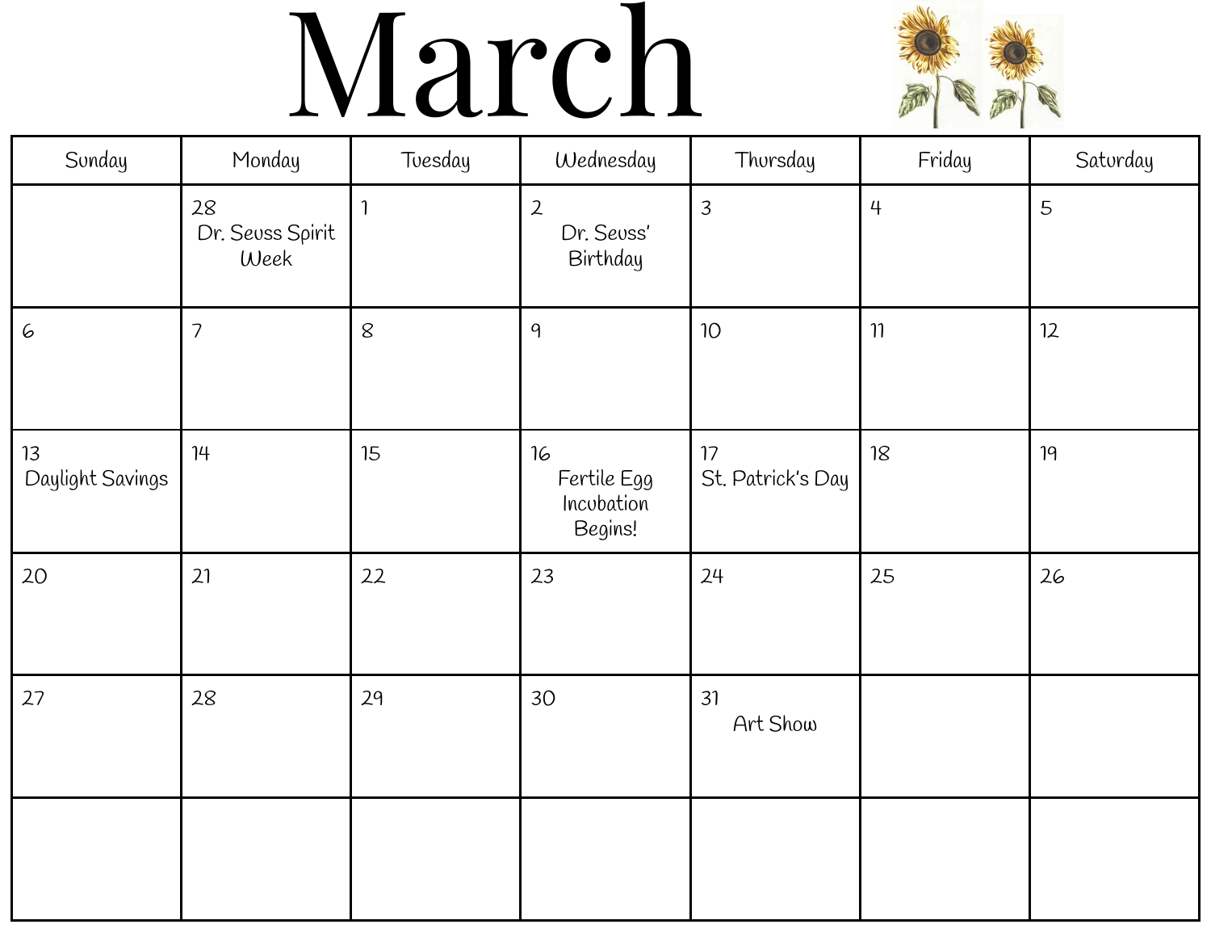# March

| Sunday | Monday | Tuesday | Wednesday | Thursday | Friday | Saturday |
|---|---|---|---|---|---|---|
| | 28 Dr. Seuss Spirit Week | 1 | 2 Dr. Seuss' Birthday | 3 | 4 | 5 |
| 6 | 7 | 8 | 9 | 10 | 11 | 12 |
| 13 Daylight Savings | 14 | 15 | 16 Fertile Egg Incubation Begins! | 17 St. Patrick's Day | 18 | 19 |
| 20 | 21 | 22 | 23 | 24 | 25 | 26 |
| 27 | 28 | 29 | 30 | 31 Art Show | | |
| | | | | | | |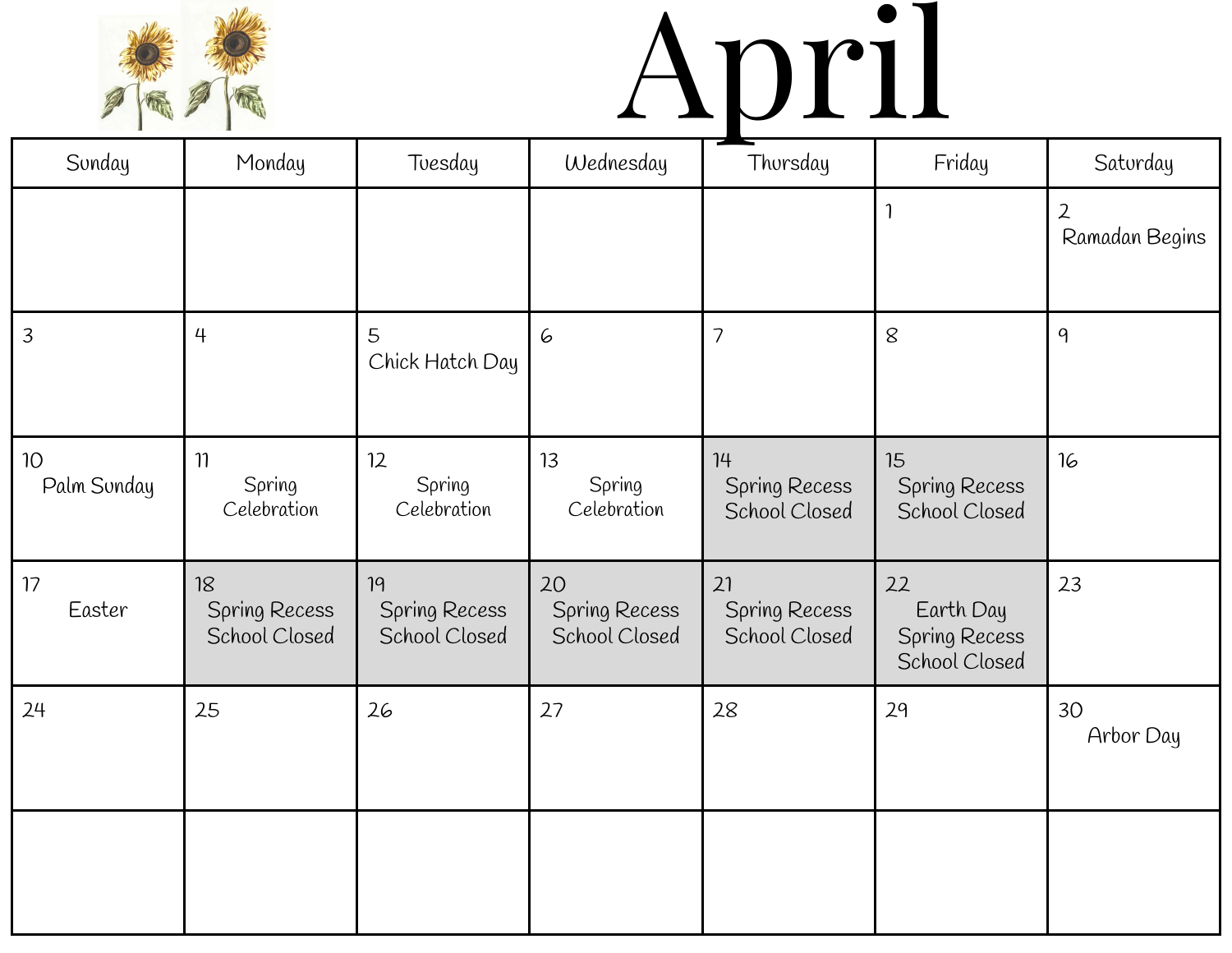# April

| Sunday | Monday | Tuesday | Wednesday | Thursday | Friday | Saturday |
|---|---|---|---|---|---|---|
| | | | | | 1 | 2 Ramadan Begins |
| 3 | 4 | 5 Chick Hatch Day | 6 | 7 | 8 | 9 |
| 10 Palm Sunday | 11 Spring Celebration | 12 Spring Celebration | 13 Spring Celebration | 14 Spring Recess School Closed | 15 Spring Recess School Closed | 16 |
| 17 Easter | 18 Spring Recess School Closed | 19 Spring Recess School Closed | 20 Spring Recess School Closed | 21 Spring Recess School Closed | 22 Earth Day Spring Recess School Closed | 23 |
| 24 | 25 | 26 | 27 | 28 | 29 | 30 Arbor Day |
| | | | | | | |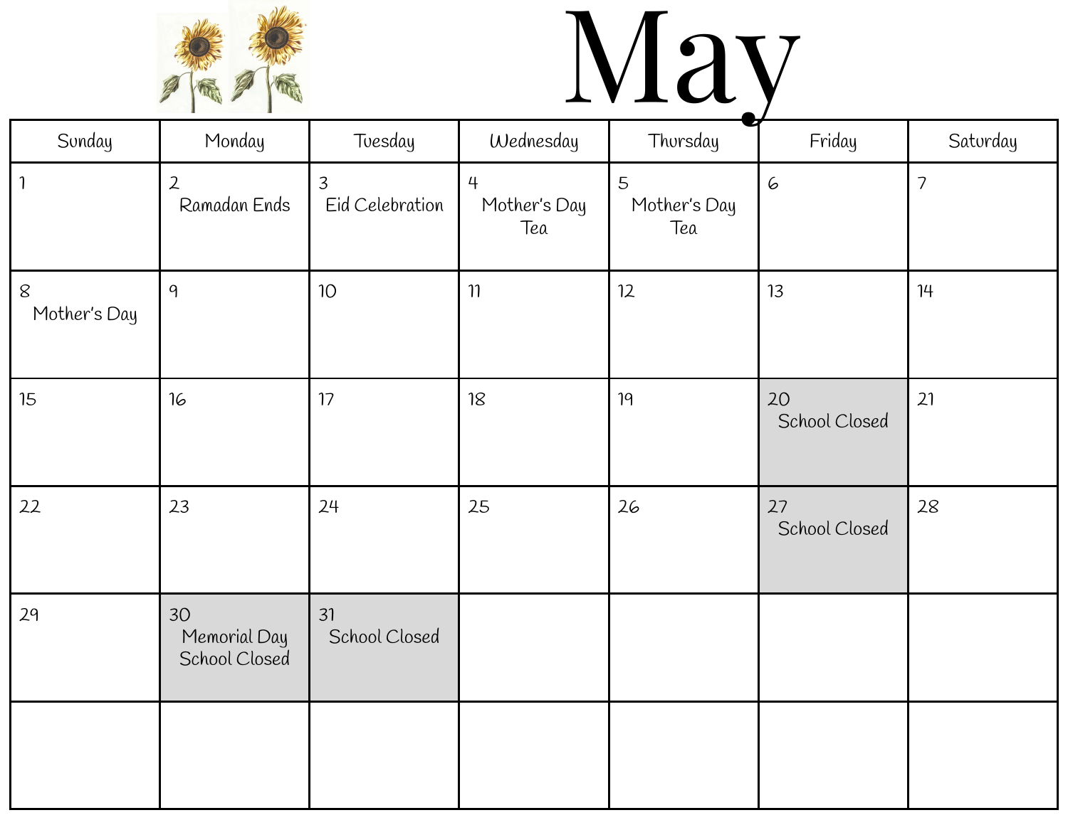# May

| Sunday | Monday | Tuesday | Wednesday | Thursday | Friday | Saturday |
|---|---|---|---|---|---|---|
| 1 | 2 Ramadan Ends | 3 Eid Celebration | 4 Mother's Day Tea | 5 Mother's Day Tea | 6 | 7 |
| 8 Mother's Day | 9 | 10 | 11 | 12 | 13 | 14 |
| 15 | 16 | 17 | 18 | 19 | 20 School Closed | 21 |
| 22 | 23 | 24 | 25 | 26 | 27 School Closed | 28 |
| 29 | 30 Memorial Day School Closed | 31 School Closed | | | | |
| | | | | | | |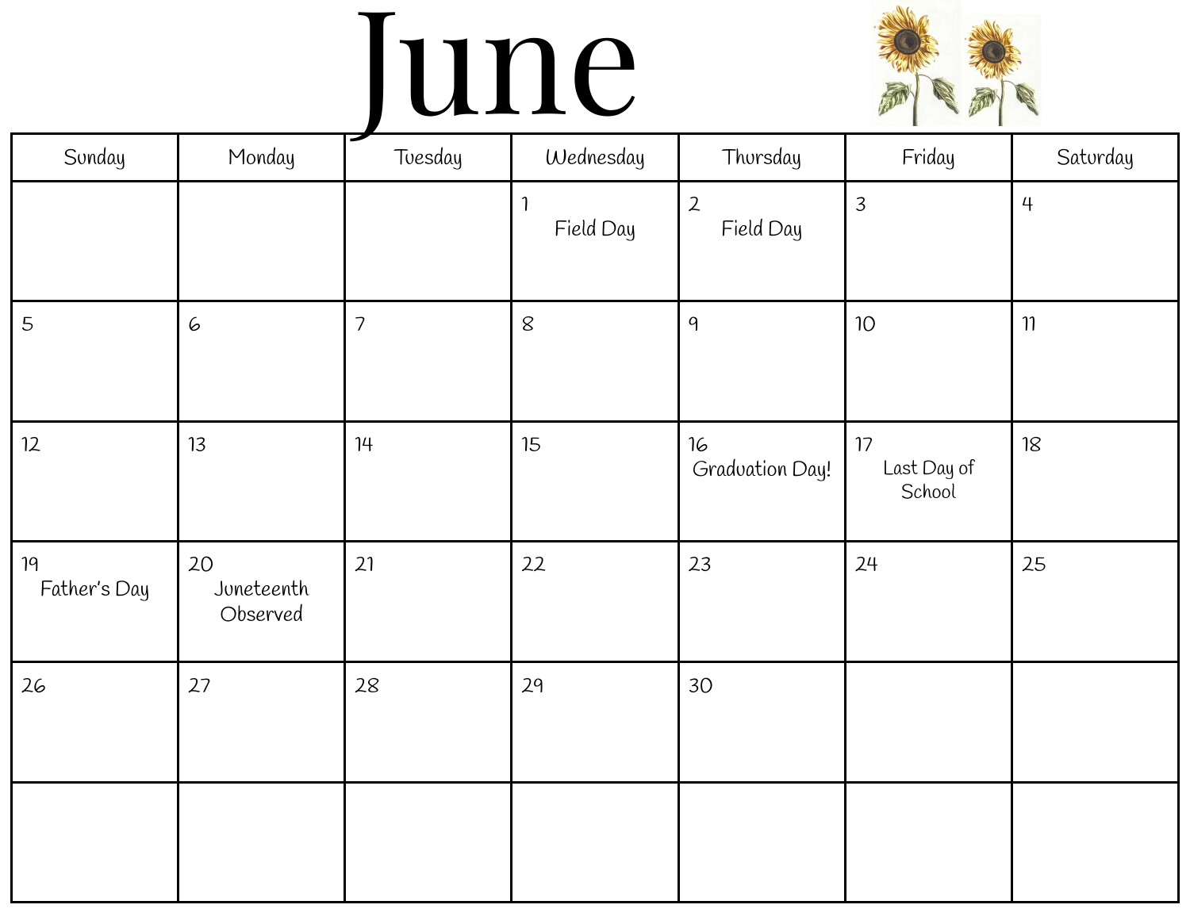# June

| Sunday | Monday | Tuesday | Wednesday | Thursday | Friday | Saturday |
|---|---|---|---|---|---|---|
| | | | 1 Field Day | 2 Field Day | 3 | 4 |
| 5 | 6 | 7 | 8 | 9 | 10 | 11 |
| 12 | 13 | 14 | 15 | 16 Graduation Day! | 17 Last Day of School | 18 |
| 19 Father's Day | 20 Juneteenth Observed | 21 | 22 | 23 | 24 | 25 |
| 26 | 27 | 28 | 29 | 30 | | |
| | | | | | | |